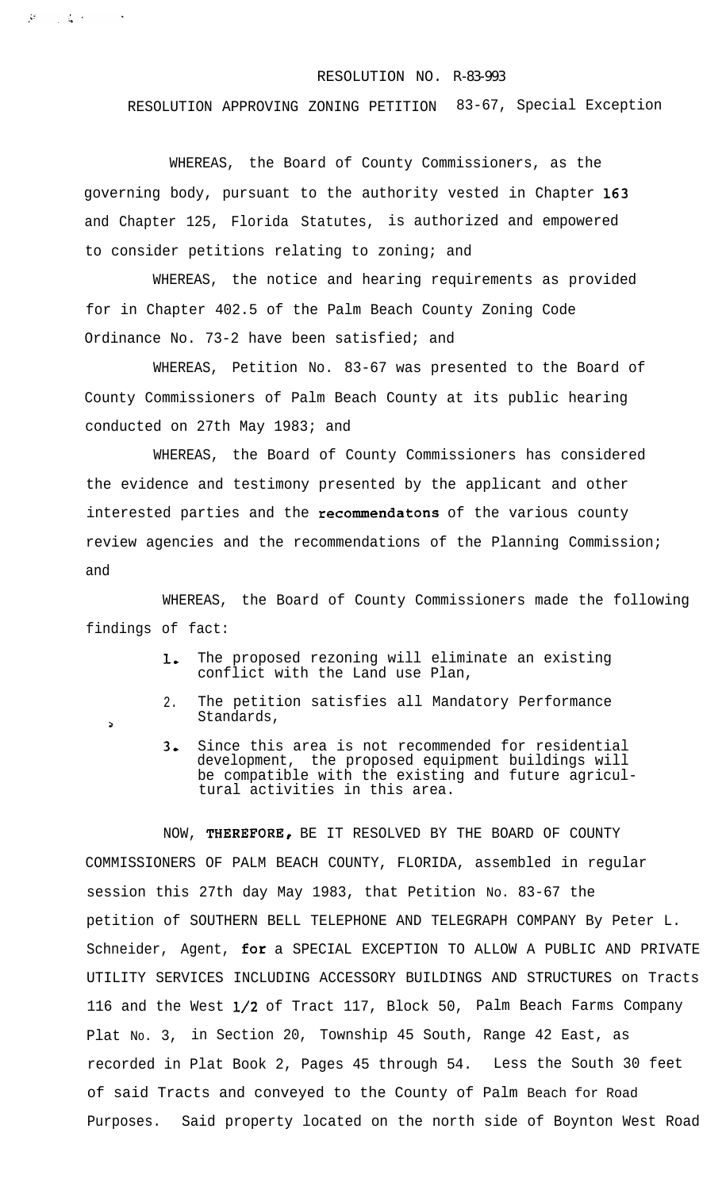RESOLUTION NO. R-83-993

RESOLUTION APPROVING ZONING PETITION 83-67, Special Exception

WHEREAS, the Board of County Commissioners, as the governing body, pursuant to the authority vested in Chapter 163 and Chapter 125, Florida Statutes, is authorized and empowered to consider petitions relating to zoning; and

WHEREAS, the notice and hearing requirements as provided for in Chapter 402.5 of the Palm Beach County Zoning Code Ordinance No. 73-2 have been satisfied; and

WHEREAS, Petition No. 83-67 was presented to the Board of County Commissioners of Palm Beach County at its public hearing conducted on 27th May 1983; and

WHEREAS, the Board of County Commissioners has considered the evidence and testimony presented by the applicant and other interested parties and the recommendatons of the various county review agencies and the recommendations of the Planning Commission; and

WHEREAS, the Board of County Commissioners made the following findings of fact:

1. The proposed rezoning will eliminate an existing conflict with the Land use Plan,
2. The petition satisfies all Mandatory Performance Standards,
3. Since this area is not recommended for residential development, the proposed equipment buildings will be compatible with the existing and future agricultural activities in this area.

NOW, THEREFORE, BE IT RESOLVED BY THE BOARD OF COUNTY COMMISSIONERS OF PALM BEACH COUNTY, FLORIDA, assembled in regular session this 27th day May 1983, that Petition No. 83-67 the petition of SOUTHERN BELL TELEPHONE AND TELEGRAPH COMPANY By Peter L. Schneider, Agent, for a SPECIAL EXCEPTION TO ALLOW A PUBLIC AND PRIVATE UTILITY SERVICES INCLUDING ACCESSORY BUILDINGS AND STRUCTURES on Tracts 116 and the West 1/2 of Tract 117, Block 50, Palm Beach Farms Company Plat No. 3, in Section 20, Township 45 South, Range 42 East, as recorded in Plat Book 2, Pages 45 through 54. Less the South 30 feet of said Tracts and conveyed to the County of Palm Beach for Road Purposes. Said property located on the north side of Boynton West Road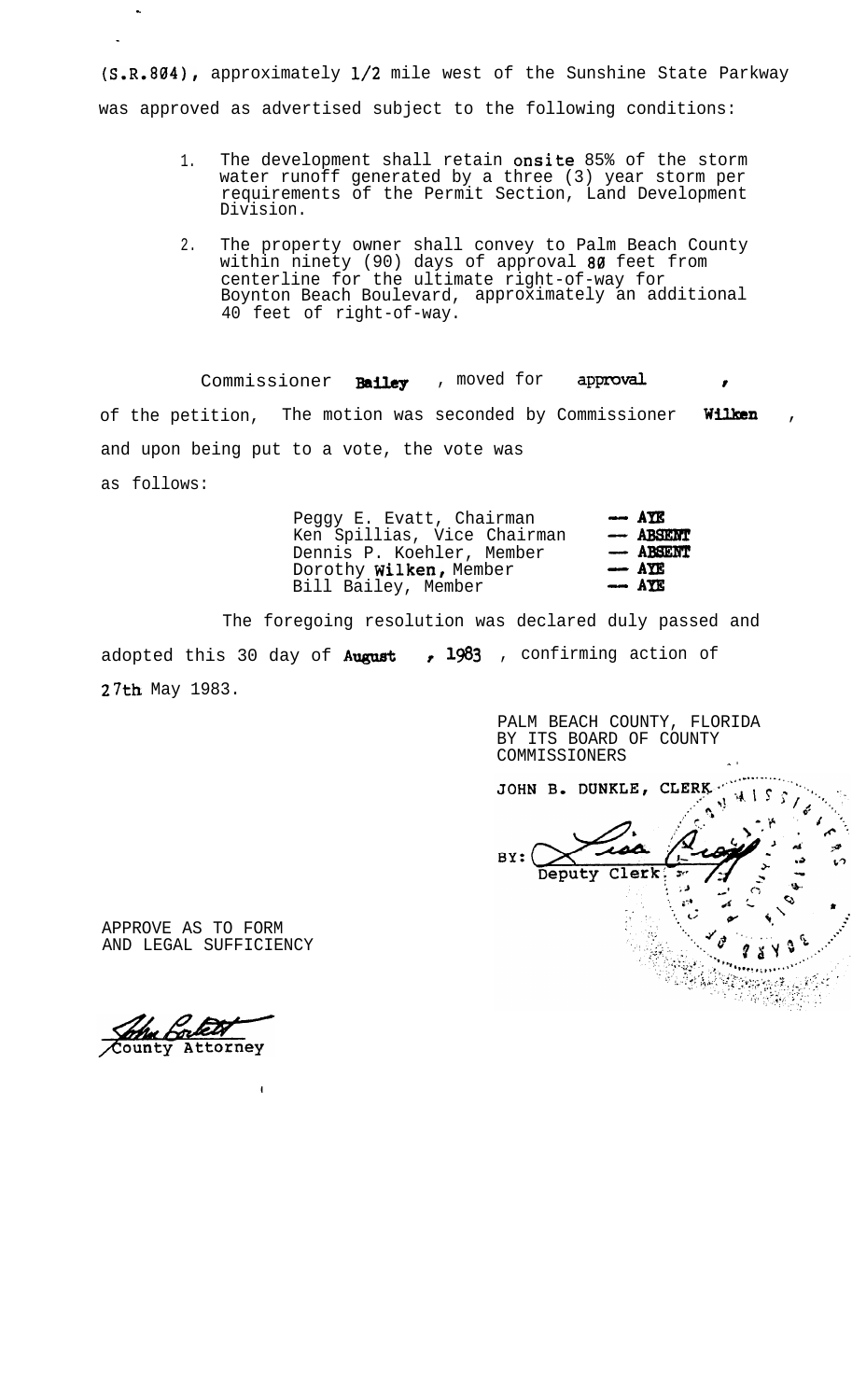(S.R.804), approximately 1/2 mile west of the Sunshine State Parkway was approved as advertised subject to the following conditions:

1. The development shall retain onsite 85% of the storm water runoff generated by a three (3) year storm per requirements of the Permit Section, Land Development Division.
2. The property owner shall convey to Palm Beach County within ninety (90) days of approval 80 feet from centerline for the ultimate right-of-way for Boynton Beach Boulevard, approximately an additional 40 feet of right-of-way.

Commissioner **Bailey**, moved for **approval** of the petition, The motion was seconded by Commissioner **Wilken**, and upon being put to a vote, the vote was as follows:

| | |
|---|---|
| Peggy E. Evatt, Chairman | — AYE |
| Ken Spillias, Vice Chairman | — ABSENT |
| Dennis P. Koehler, Member | — ABSENT |
| Dorothy Wilken, Member | — AYE |
| Bill Bailey, Member | — AYE |

The foregoing resolution was declared duly passed and adopted this 30 day of **August**, 1983, confirming action of 27th May 1983.

PALM BEACH COUNTY, FLORIDA
BY ITS BOARD OF COUNTY
COMMISSIONERS

JOHN B. DUNKLE, CLERK

BY: Deputy Clerk

APPROVE AS TO FORM
AND LEGAL SUFFICIENCY

County Attorney